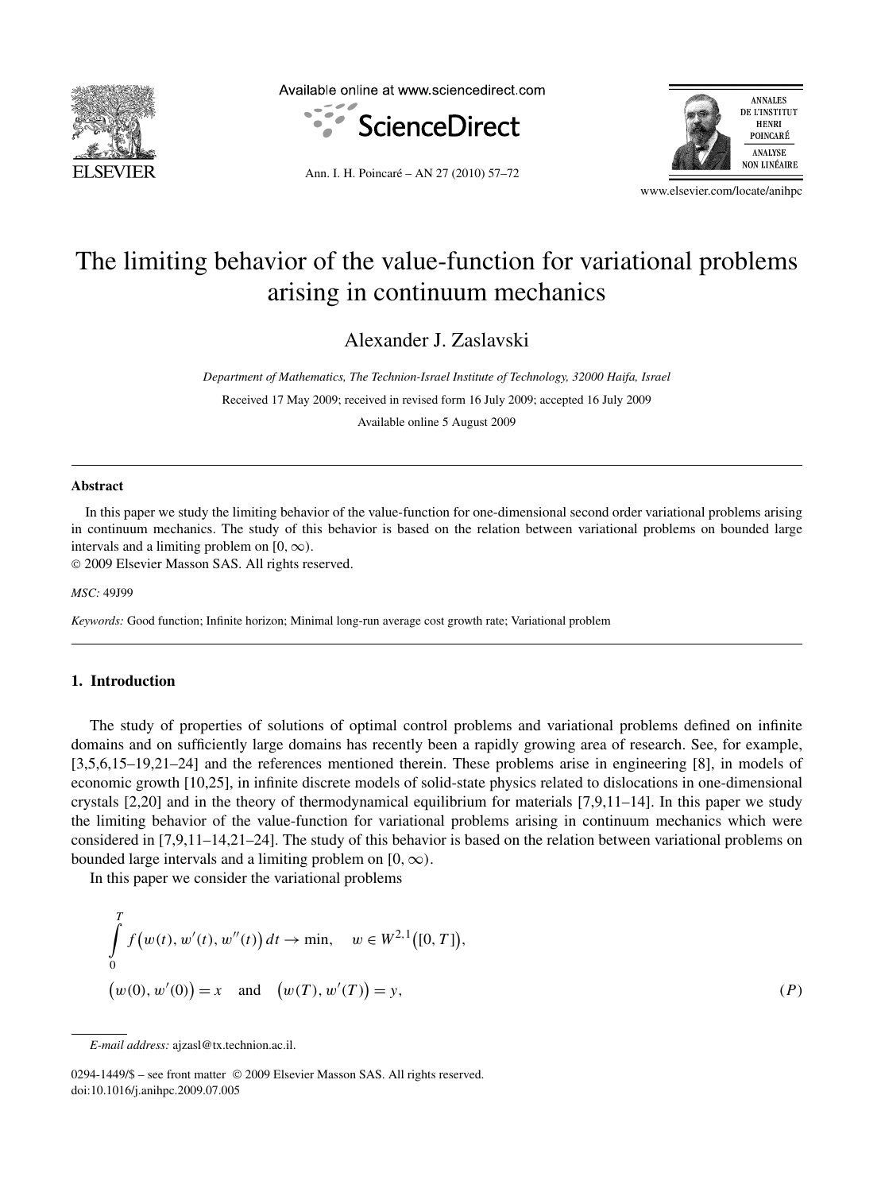# The limiting behavior of the value-function for variational problems arising in continuum mechanics

Alexander J. Zaslavski

*Department of Mathematics, The Technion-Israel Institute of Technology, 32000 Haifa, Israel*

Received 17 May 2009; received in revised form 16 July 2009; accepted 16 July 2009

Available online 5 August 2009

---

**Abstract**

In this paper we study the limiting behavior of the value-function for one-dimensional second order variational problems arising in continuum mechanics. The study of this behavior is based on the relation between variational problems on bounded large intervals and a limiting problem on $[0, \infty)$.

© 2009 Elsevier Masson SAS. All rights reserved.

*MSC:* 49J99

*Keywords:* Good function; Infinite horizon; Minimal long-run average cost growth rate; Variational problem

---

## 1. Introduction

The study of properties of solutions of optimal control problems and variational problems defined on infinite domains and on sufficiently large domains has recently been a rapidly growing area of research. See, for example, [3,5,6,15–19,21–24] and the references mentioned therein. These problems arise in engineering [8], in models of economic growth [10,25], in infinite discrete models of solid-state physics related to dislocations in one-dimensional crystals [2,20] and in the theory of thermodynamical equilibrium for materials [7,9,11–14]. In this paper we study the limiting behavior of the value-function for variational problems arising in continuum mechanics which were considered in [7,9,11–14,21–24]. The study of this behavior is based on the relation between variational problems on bounded large intervals and a limiting problem on $[0, \infty)$.

In this paper we consider the variational problems

$$\int_0^T f\big(w(t), w'(t), w''(t)\big)\,dt \to \min, \quad w \in W^{2,1}\big([0, T]\big),$$
$$\big(w(0), w'(0)\big) = x \quad \text{and} \quad \big(w(T), w'(T)\big) = y, \tag{$P$}$$

*E-mail address:* ajzasl@tx.technion.ac.il.

0294-1449/$ – see front matter © 2009 Elsevier Masson SAS. All rights reserved.
doi:10.1016/j.anihpc.2009.07.005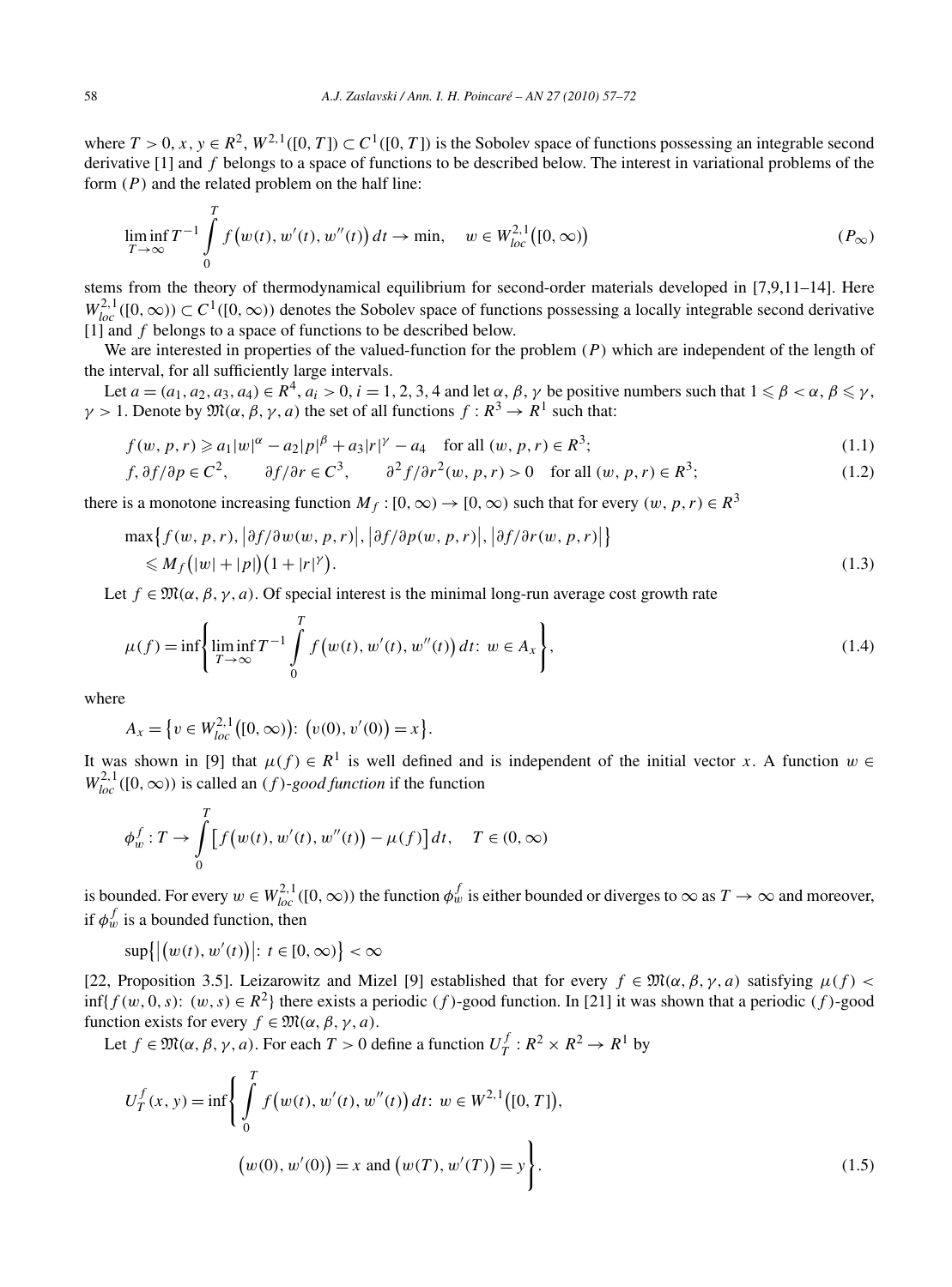where $T > 0$, $x, y \in R^2$, $W^{2,1}([0,T]) \subset C^1([0,T])$ is the Sobolev space of functions possessing an integrable second derivative [1] and $f$ belongs to a space of functions to be described below. The interest in variational problems of the form $(P)$ and the related problem on the half line:

$$\liminf_{T\to\infty} T^{-1} \int_0^T f\big(w(t), w'(t), w''(t)\big)\,dt \to \min, \quad w \in W_{loc}^{2,1}\big([0,\infty)\big) \tag{$P_\infty$}$$

stems from the theory of thermodynamical equilibrium for second-order materials developed in [7,9,11–14]. Here $W_{loc}^{2,1}([0,\infty)) \subset C^1([0,\infty))$ denotes the Sobolev space of functions possessing a locally integrable second derivative [1] and $f$ belongs to a space of functions to be described below.

We are interested in properties of the valued-function for the problem $(P)$ which are independent of the length of the interval, for all sufficiently large intervals.

Let $a = (a_1, a_2, a_3, a_4) \in R^4$, $a_i > 0$, $i = 1,2,3,4$ and let $\alpha, \beta, \gamma$ be positive numbers such that $1 \leqslant \beta < \alpha$, $\beta \leqslant \gamma$, $\gamma > 1$. Denote by $\mathfrak{M}(\alpha, \beta, \gamma, a)$ the set of all functions $f: R^3 \to R^1$ such that:

$$f(w,p,r) \geqslant a_1|w|^\alpha - a_2|p|^\beta + a_3|r|^\gamma - a_4 \quad \text{for all } (w,p,r) \in R^3; \tag{1.1}$$

$$f, \partial f/\partial p \in C^2, \qquad \partial f/\partial r \in C^3, \qquad \partial^2 f/\partial r^2(w,p,r) > 0 \quad \text{for all } (w,p,r) \in R^3; \tag{1.2}$$

there is a monotone increasing function $M_f: [0,\infty) \to [0,\infty)$ such that for every $(w,p,r) \in R^3$

$$\begin{aligned} &\max\big\{f(w,p,r), \big|\partial f/\partial w(w,p,r)\big|, \big|\partial f/\partial p(w,p,r)\big|, \big|\partial f/\partial r(w,p,r)\big|\big\} \\ &\quad \leqslant M_f\big(|w| + |p|\big)\big(1 + |r|^\gamma\big). \end{aligned} \tag{1.3}$$

Let $f \in \mathfrak{M}(\alpha, \beta, \gamma, a)$. Of special interest is the minimal long-run average cost growth rate

$$\mu(f) = \inf\left\{\liminf_{T\to\infty} T^{-1} \int_0^T f\big(w(t), w'(t), w''(t)\big)\,dt\colon w \in A_x\right\}, \tag{1.4}$$

where

$$A_x = \big\{v \in W_{loc}^{2,1}\big([0,\infty)\big)\colon \big(v(0), v'(0)\big) = x\big\}.$$

It was shown in [9] that $\mu(f) \in R^1$ is well defined and is independent of the initial vector $x$. A function $w \in W_{loc}^{2,1}([0,\infty))$ is called an *$(f)$-good function* if the function

$$\phi_w^f: T \to \int_0^T \big[f\big(w(t), w'(t), w''(t)\big) - \mu(f)\big]\,dt, \quad T \in (0,\infty)$$

is bounded. For every $w \in W_{loc}^{2,1}([0,\infty))$ the function $\phi_w^f$ is either bounded or diverges to $\infty$ as $T \to \infty$ and moreover, if $\phi_w^f$ is a bounded function, then

$$\sup\big\{\big|\big(w(t), w'(t)\big)\big|\colon t \in [0,\infty)\big\} < \infty$$

[22, Proposition 3.5]. Leizarowitz and Mizel [9] established that for every $f \in \mathfrak{M}(\alpha, \beta, \gamma, a)$ satisfying $\mu(f) < \inf\{f(w,0,s)\colon (w,s) \in R^2\}$ there exists a periodic $(f)$-good function. In [21] it was shown that a periodic $(f)$-good function exists for every $f \in \mathfrak{M}(\alpha, \beta, \gamma, a)$.

Let $f \in \mathfrak{M}(\alpha, \beta, \gamma, a)$. For each $T > 0$ define a function $U_T^f: R^2 \times R^2 \to R^1$ by

$$\begin{aligned} U_T^f(x,y) = \inf\Bigg\{ &\int_0^T f\big(w(t), w'(t), w''(t)\big)\,dt\colon w \in W^{2,1}\big([0,T]\big), \\ &\big(w(0), w'(0)\big) = x \text{ and } \big(w(T), w'(T)\big) = y \Bigg\}. \end{aligned} \tag{1.5}$$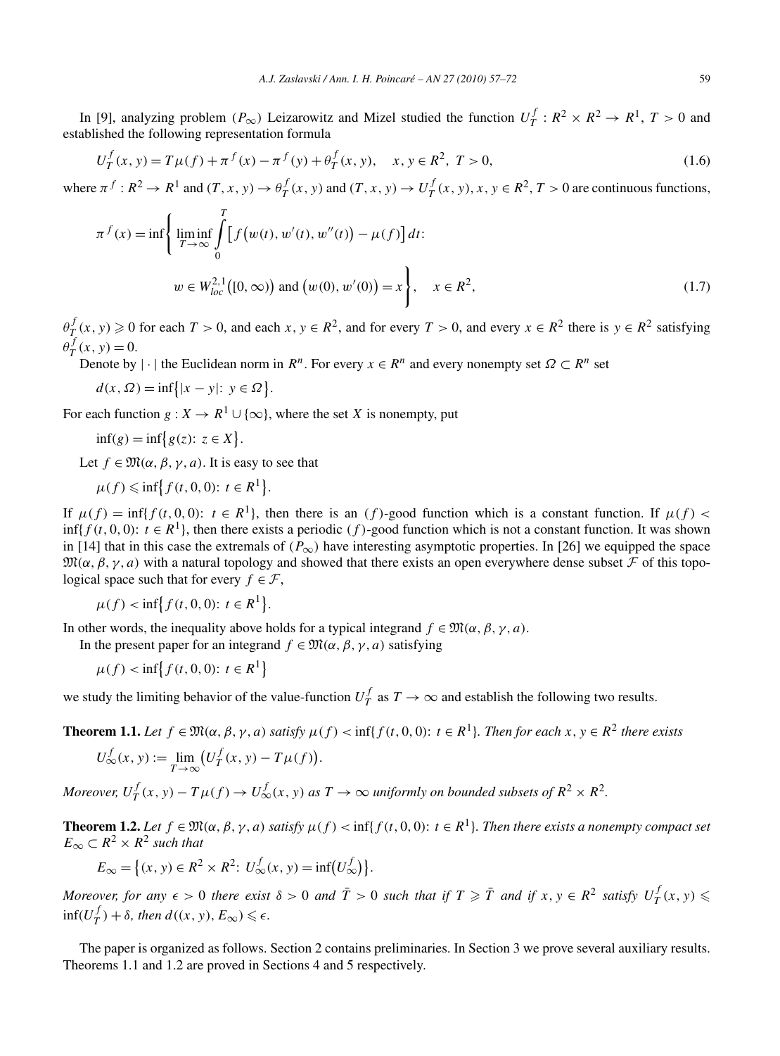In [9], analyzing problem $(P_\infty)$ Leizarowitz and Mizel studied the function $U_T^f : R^2 \times R^2 \to R^1$, $T > 0$ and established the following representation formula

$$U_T^f(x, y) = T\mu(f) + \pi^f(x) - \pi^f(y) + \theta_T^f(x, y), \quad x, y \in R^2,\ T > 0, \tag{1.6}$$

where $\pi^f : R^2 \to R^1$ and $(T, x, y) \to \theta_T^f(x, y)$ and $(T, x, y) \to U_T^f(x, y)$, $x, y \in R^2$, $T > 0$ are continuous functions,

$$\pi^f(x) = \inf\left\{ \liminf_{T\to\infty} \int_0^T \big[ f\big(w(t), w'(t), w''(t)\big) - \mu(f)\big]\, dt:\ w \in W_{loc}^{2,1}\big([0, \infty)\big) \text{ and } \big(w(0), w'(0)\big) = x \right\}, \quad x \in R^2, \tag{1.7}$$

$\theta_T^f(x, y) \geqslant 0$ for each $T > 0$, and each $x, y \in R^2$, and for every $T > 0$, and every $x \in R^2$ there is $y \in R^2$ satisfying $\theta_T^f(x, y) = 0$.

Denote by $|\cdot|$ the Euclidean norm in $R^n$. For every $x \in R^n$ and every nonempty set $\Omega \subset R^n$ set

$$d(x, \Omega) = \inf\big\{|x - y|:\ y \in \Omega\big\}.$$

For each function $g : X \to R^1 \cup \{\infty\}$, where the set $X$ is nonempty, put

$$\inf(g) = \inf\big\{g(z):\ z \in X\big\}.$$

Let $f \in \mathfrak{M}(\alpha, \beta, \gamma, a)$. It is easy to see that

$$\mu(f) \leqslant \inf\big\{f(t, 0, 0):\ t \in R^1\big\}.$$

If $\mu(f) = \inf\{f(t, 0, 0):\ t \in R^1\}$, then there is an $(f)$-good function which is a constant function. If $\mu(f) < \inf\{f(t, 0, 0):\ t \in R^1\}$, then there exists a periodic $(f)$-good function which is not a constant function. It was shown in [14] that in this case the extremals of $(P_\infty)$ have interesting asymptotic properties. In [26] we equipped the space $\mathfrak{M}(\alpha, \beta, \gamma, a)$ with a natural topology and showed that there exists an open everywhere dense subset $\mathcal{F}$ of this topological space such that for every $f \in \mathcal{F}$,

$$\mu(f) < \inf\big\{f(t, 0, 0):\ t \in R^1\big\}.$$

In other words, the inequality above holds for a typical integrand $f \in \mathfrak{M}(\alpha, \beta, \gamma, a)$.

In the present paper for an integrand $f \in \mathfrak{M}(\alpha, \beta, \gamma, a)$ satisfying

$$\mu(f) < \inf\big\{f(t, 0, 0):\ t \in R^1\big\}$$

we study the limiting behavior of the value-function $U_T^f$ as $T \to \infty$ and establish the following two results.

**Theorem 1.1.** *Let $f \in \mathfrak{M}(\alpha, \beta, \gamma, a)$ satisfy $\mu(f) < \inf\{f(t, 0, 0):\ t \in R^1\}$. Then for each $x, y \in R^2$ there exists*

$$U_\infty^f(x, y) := \lim_{T\to\infty}\big(U_T^f(x, y) - T\mu(f)\big).$$

*Moreover, $U_T^f(x, y) - T\mu(f) \to U_\infty^f(x, y)$ as $T \to \infty$ uniformly on bounded subsets of $R^2 \times R^2$.*

**Theorem 1.2.** *Let $f \in \mathfrak{M}(\alpha, \beta, \gamma, a)$ satisfy $\mu(f) < \inf\{f(t, 0, 0):\ t \in R^1\}$. Then there exists a nonempty compact set $E_\infty \subset R^2 \times R^2$ such that*

$$E_\infty = \big\{(x, y) \in R^2 \times R^2:\ U_\infty^f(x, y) = \inf\big(U_\infty^f\big)\big\}.$$

*Moreover, for any $\epsilon > 0$ there exist $\delta > 0$ and $\bar{T} > 0$ such that if $T \geqslant \bar{T}$ and if $x, y \in R^2$ satisfy $U_T^f(x, y) \leqslant \inf(U_T^f) + \delta$, then $d((x, y), E_\infty) \leqslant \epsilon$.*

The paper is organized as follows. Section 2 contains preliminaries. In Section 3 we prove several auxiliary results. Theorems 1.1 and 1.2 are proved in Sections 4 and 5 respectively.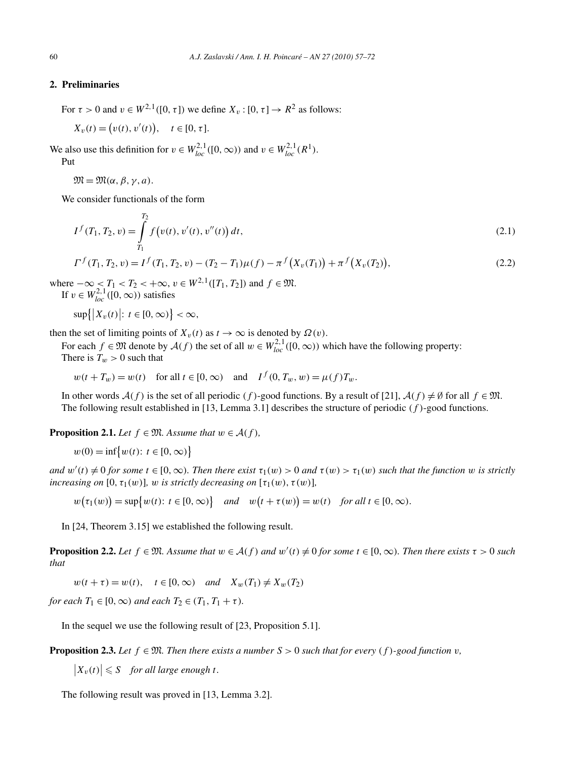## 2. Preliminaries

For $\tau > 0$ and $v \in W^{2,1}([0,\tau])$ we define $X_v : [0,\tau] \to R^2$ as follows:

$$X_v(t) = \big(v(t), v'(t)\big), \quad t \in [0,\tau].$$

We also use this definition for $v \in W^{2,1}_{loc}([0,\infty))$ and $v \in W^{2,1}_{loc}(R^1)$.

Put

$$\mathfrak{M} = \mathfrak{M}(\alpha, \beta, \gamma, a).$$

We consider functionals of the form

$$I^f(T_1, T_2, v) = \int_{T_1}^{T_2} f\big(v(t), v'(t), v''(t)\big)\, dt, \tag{2.1}$$

$$\Gamma^f(T_1, T_2, v) = I^f(T_1, T_2, v) - (T_2 - T_1)\mu(f) - \pi^f\big(X_v(T_1)\big) + \pi^f\big(X_v(T_2)\big), \tag{2.2}$$

where $-\infty < T_1 < T_2 < +\infty$, $v \in W^{2,1}([T_1, T_2])$ and $f \in \mathfrak{M}$.

If $v \in W^{2,1}_{loc}([0,\infty))$ satisfies

$$\sup\big\{\big|X_v(t)\big|: t \in [0,\infty)\big\} < \infty,$$

then the set of limiting points of $X_v(t)$ as $t \to \infty$ is denoted by $\Omega(v)$.

For each $f \in \mathfrak{M}$ denote by $\mathcal{A}(f)$ the set of all $w \in W^{2,1}_{loc}([0,\infty))$ which have the following property:

There is $T_w > 0$ such that

$$w(t + T_w) = w(t) \quad \text{for all } t \in [0,\infty) \quad \text{and} \quad I^f(0, T_w, w) = \mu(f) T_w.$$

In other words $\mathcal{A}(f)$ is the set of all periodic $(f)$-good functions. By a result of [21], $\mathcal{A}(f) \neq \emptyset$ for all $f \in \mathfrak{M}$.

The following result established in [13, Lemma 3.1] describes the structure of periodic $(f)$-good functions.

**Proposition 2.1.** *Let $f \in \mathfrak{M}$. Assume that $w \in \mathcal{A}(f)$,*

$$w(0) = \inf\big\{w(t): t \in [0,\infty)\big\}$$

*and $w'(t) \neq 0$ for some $t \in [0,\infty)$. Then there exist $\tau_1(w) > 0$ and $\tau(w) > \tau_1(w)$ such that the function $w$ is strictly increasing on $[0, \tau_1(w)]$, $w$ is strictly decreasing on $[\tau_1(w), \tau(w)]$,*

$$w\big(\tau_1(w)\big) = \sup\big\{w(t): t \in [0,\infty)\big\} \quad \text{and} \quad w\big(t + \tau(w)\big) = w(t) \quad \text{for all } t \in [0,\infty).$$

In [24, Theorem 3.15] we established the following result.

**Proposition 2.2.** *Let $f \in \mathfrak{M}$. Assume that $w \in \mathcal{A}(f)$ and $w'(t) \neq 0$ for some $t \in [0,\infty)$. Then there exists $\tau > 0$ such that*

$$w(t + \tau) = w(t), \quad t \in [0,\infty) \quad \text{and} \quad X_w(T_1) \neq X_w(T_2)$$

*for each $T_1 \in [0,\infty)$ and each $T_2 \in (T_1, T_1 + \tau)$.*

In the sequel we use the following result of [23, Proposition 5.1].

**Proposition 2.3.** *Let $f \in \mathfrak{M}$. Then there exists a number $S > 0$ such that for every $(f)$-good function $v$,*

$$\big|X_v(t)\big| \leqslant S \quad \text{for all large enough } t.$$

The following result was proved in [13, Lemma 3.2].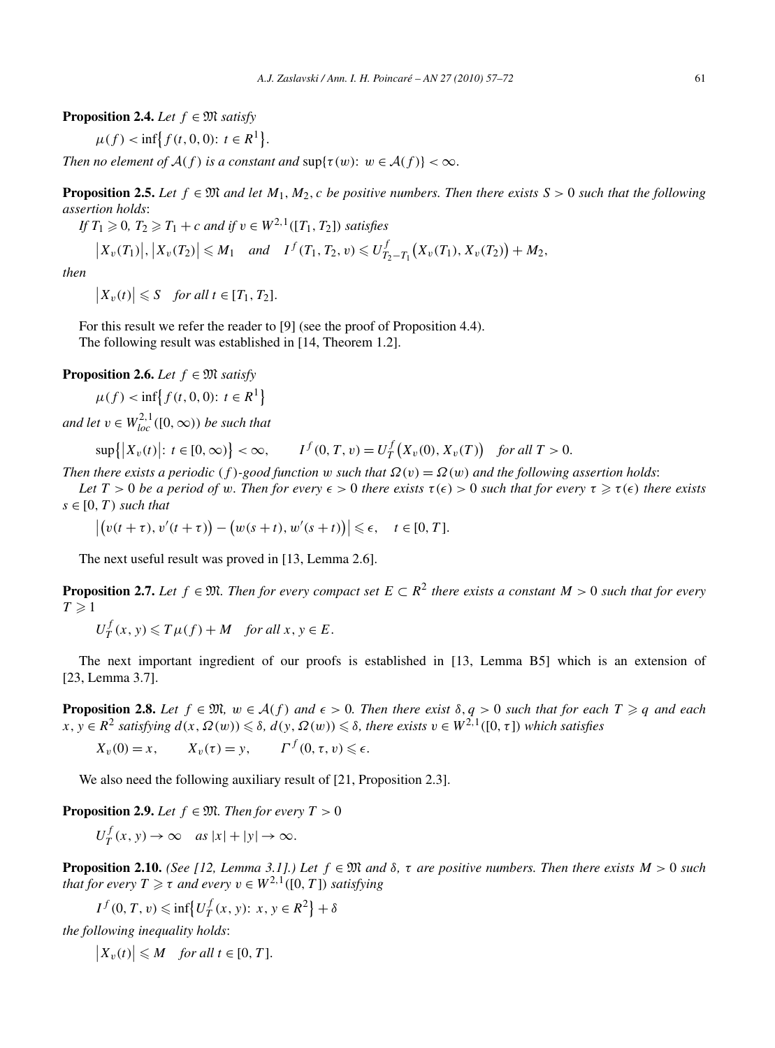**Proposition 2.4.** *Let $f \in \mathfrak{M}$ satisfy*

$$\mu(f) < \inf\{f(t,0,0)\colon t \in R^1\}.$$

*Then no element of $\mathcal{A}(f)$ is a constant and $\sup\{\tau(w)\colon w \in \mathcal{A}(f)\} < \infty$.*

**Proposition 2.5.** *Let $f \in \mathfrak{M}$ and let $M_1, M_2, c$ be positive numbers. Then there exists $S > 0$ such that the following assertion holds*:

*If $T_1 \geqslant 0$, $T_2 \geqslant T_1 + c$ and if $v \in W^{2,1}([T_1, T_2])$ satisfies*

$$\left|X_v(T_1)\right|, \left|X_v(T_2)\right| \leqslant M_1 \quad \text{and} \quad I^f(T_1, T_2, v) \leqslant U^f_{T_2 - T_1}\left(X_v(T_1), X_v(T_2)\right) + M_2,$$

*then*

$$\left|X_v(t)\right| \leqslant S \quad \text{for all } t \in [T_1, T_2].$$

For this result we refer the reader to [9] (see the proof of Proposition 4.4).

The following result was established in [14, Theorem 1.2].

**Proposition 2.6.** *Let $f \in \mathfrak{M}$ satisfy*

$$\mu(f) < \inf\{f(t,0,0)\colon t \in R^1\}$$

*and let $v \in W^{2,1}_{loc}([0,\infty))$ be such that*

$$\sup\{\left|X_v(t)\right|\colon t \in [0,\infty)\} < \infty, \qquad I^f(0,T,v) = U^f_T\left(X_v(0), X_v(T)\right) \quad \text{for all } T > 0.$$

*Then there exists a periodic $(f)$-good function $w$ such that $\Omega(v) = \Omega(w)$ and the following assertion holds*:

*Let $T > 0$ be a period of $w$. Then for every $\epsilon > 0$ there exists $\tau(\epsilon) > 0$ such that for every $\tau \geqslant \tau(\epsilon)$ there exists $s \in [0,T)$ such that*

$$\left|\left(v(t+\tau), v'(t+\tau)\right) - \left(w(s+t), w'(s+t)\right)\right| \leqslant \epsilon, \quad t \in [0,T].$$

The next useful result was proved in [13, Lemma 2.6].

**Proposition 2.7.** *Let $f \in \mathfrak{M}$. Then for every compact set $E \subset R^2$ there exists a constant $M > 0$ such that for every $T \geqslant 1$*

$$U^f_T(x,y) \leqslant T\mu(f) + M \quad \text{for all } x, y \in E.$$

The next important ingredient of our proofs is established in [13, Lemma B5] which is an extension of [23, Lemma 3.7].

**Proposition 2.8.** *Let $f \in \mathfrak{M}$, $w \in \mathcal{A}(f)$ and $\epsilon > 0$. Then there exist $\delta, q > 0$ such that for each $T \geqslant q$ and each $x, y \in R^2$ satisfying $d(x, \Omega(w)) \leqslant \delta$, $d(y, \Omega(w)) \leqslant \delta$, there exists $v \in W^{2,1}([0,\tau])$ which satisfies*

$$X_v(0) = x, \qquad X_v(\tau) = y, \qquad \Gamma^f(0,\tau,v) \leqslant \epsilon.$$

We also need the following auxiliary result of [21, Proposition 2.3].

**Proposition 2.9.** *Let $f \in \mathfrak{M}$. Then for every $T > 0$*

$$U^f_T(x,y) \to \infty \quad \text{as } |x| + |y| \to \infty.$$

**Proposition 2.10.** *(See [12, Lemma 3.1].) Let $f \in \mathfrak{M}$ and $\delta$, $\tau$ are positive numbers. Then there exists $M > 0$ such that for every $T \geqslant \tau$ and every $v \in W^{2,1}([0,T])$ satisfying*

$$I^f(0,T,v) \leqslant \inf\{U^f_T(x,y)\colon x, y \in R^2\} + \delta$$

*the following inequality holds*:

$$\left|X_v(t)\right| \leqslant M \quad \text{for all } t \in [0,T].$$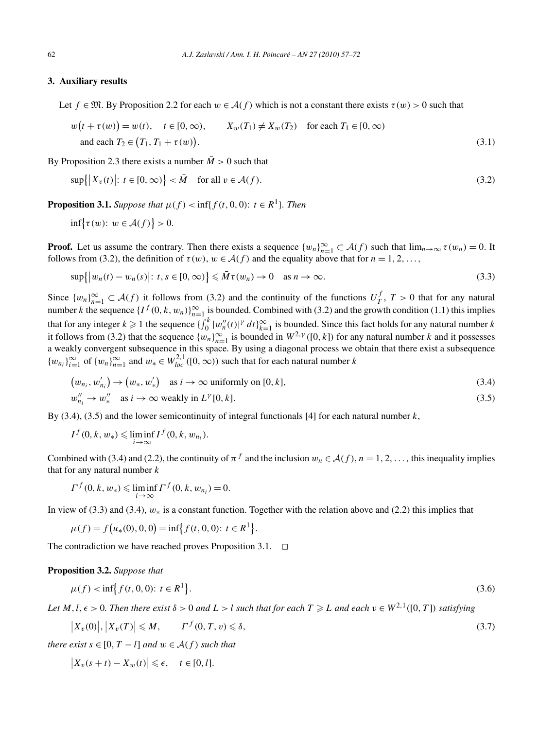### 3. Auxiliary results

Let $f \in \mathfrak{M}$. By Proposition 2.2 for each $w \in \mathcal{A}(f)$ which is not a constant there exists $\tau(w) > 0$ such that

$$w(t + \tau(w)) = w(t), \quad t \in [0, \infty), \qquad X_w(T_1) \neq X_w(T_2) \quad \text{for each } T_1 \in [0, \infty)$$
$$\text{and each } T_2 \in (T_1, T_1 + \tau(w)). \tag{3.1}$$

By Proposition 2.3 there exists a number $\bar{M} > 0$ such that

$$\sup\{|X_v(t)|: t \in [0, \infty)\} < \bar{M} \quad \text{for all } v \in \mathcal{A}(f). \tag{3.2}$$

**Proposition 3.1.** *Suppose that $\mu(f) < \inf\{f(t, 0, 0): t \in R^1\}$. Then*

$$\inf\{\tau(w): w \in \mathcal{A}(f)\} > 0.$$

**Proof.** Let us assume the contrary. Then there exists a sequence $\{w_n\}_{n=1}^\infty \subset \mathcal{A}(f)$ such that $\lim_{n\to\infty} \tau(w_n) = 0$. It follows from (3.2), the definition of $\tau(w)$, $w \in \mathcal{A}(f)$ and the equality above that for $n = 1, 2, \ldots,$

$$\sup\{|w_n(t) - w_n(s)|: t, s \in [0, \infty)\} \leqslant \bar{M}\tau(w_n) \to 0 \quad \text{as } n \to \infty. \tag{3.3}$$

Since $\{w_n\}_{n=1}^\infty \subset \mathcal{A}(f)$ it follows from (3.2) and the continuity of the functions $U_T^f$, $T > 0$ that for any natural number $k$ the sequence $\{I^f(0, k, w_n)\}_{n=1}^\infty$ is bounded. Combined with (3.2) and the growth condition (1.1) this implies that for any integer $k \geqslant 1$ the sequence $\{\int_0^k |w_n''(t)|^\gamma \, dt\}_{k=1}^\infty$ is bounded. Since this fact holds for any natural number $k$ it follows from (3.2) that the sequence $\{w_n\}_{n=1}^\infty$ is bounded in $W^{2,\gamma}([0, k])$ for any natural number $k$ and it possesses a weakly convergent subsequence in this space. By using a diagonal process we obtain that there exist a subsequence $\{w_{n_i}\}_{i=1}^\infty$ of $\{w_n\}_{n=1}^\infty$ and $w_* \in W_{loc}^{2,1}([0, \infty))$ such that for each natural number $k$

$$(w_{n_i}, w_{n_i}') \to (w_*, w_*') \quad \text{as } i \to \infty \text{ uniformly on } [0, k], \tag{3.4}$$

$$w_{n_i}'' \to w_*'' \quad \text{as } i \to \infty \text{ weakly in } L^\gamma[0, k]. \tag{3.5}$$

By (3.4), (3.5) and the lower semicontinuity of integral functionals [4] for each natural number $k$,

$$I^f(0, k, w_*) \leqslant \liminf_{i\to\infty} I^f(0, k, w_{n_i}).$$

Combined with (3.4) and (2.2), the continuity of $\pi^f$ and the inclusion $w_n \in \mathcal{A}(f)$, $n = 1, 2, \ldots,$ this inequality implies that for any natural number $k$

$$\Gamma^f(0, k, w_*) \leqslant \liminf_{i\to\infty} \Gamma^f(0, k, w_{n_i}) = 0.$$

In view of (3.3) and (3.4), $w_*$ is a constant function. Together with the relation above and (2.2) this implies that

$$\mu(f) = f(u_*(0), 0, 0) = \inf\{f(t, 0, 0): t \in R^1\}.$$

The contradiction we have reached proves Proposition 3.1. $\square$

**Proposition 3.2.** *Suppose that*

$$\mu(f) < \inf\{f(t, 0, 0): t \in R^1\}. \tag{3.6}$$

*Let $M, l, \epsilon > 0$. Then there exist $\delta > 0$ and $L > l$ such that for each $T \geqslant L$ and each $v \in W^{2,1}([0, T])$ satisfying*

$$|X_v(0)|, |X_v(T)| \leqslant M, \qquad \Gamma^f(0, T, v) \leqslant \delta, \tag{3.7}$$

*there exist $s \in [0, T - l]$ and $w \in \mathcal{A}(f)$ such that*

$$|X_v(s + t) - X_w(t)| \leqslant \epsilon, \quad t \in [0, l].$$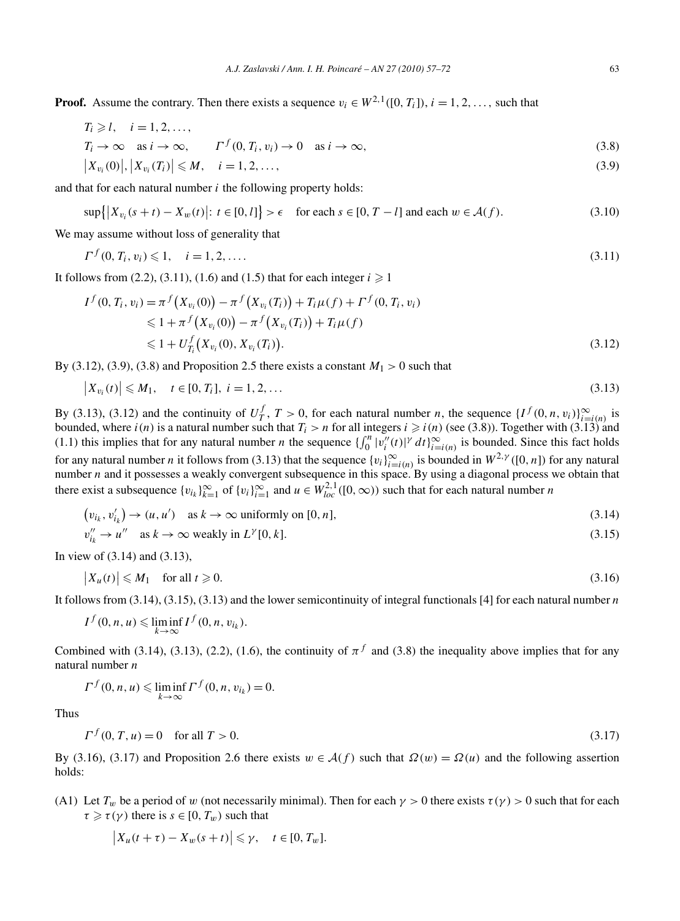**Proof.** Assume the contrary. Then there exists a sequence $v_i \in W^{2,1}([0, T_i])$, $i = 1, 2, \ldots$, such that

$$T_i \geqslant l, \quad i = 1, 2, \ldots,$$

$$T_i \to \infty \quad \text{as } i \to \infty, \qquad \Gamma^f(0, T_i, v_i) \to 0 \quad \text{as } i \to \infty, \tag{3.8}$$

$$\left|X_{v_i}(0)\right|, \left|X_{v_i}(T_i)\right| \leqslant M, \quad i = 1, 2, \ldots, \tag{3.9}$$

and that for each natural number $i$ the following property holds:

$$\sup\left\{\left|X_{v_i}(s+t) - X_w(t)\right|: t \in [0, l]\right\} > \epsilon \quad \text{for each } s \in [0, T - l] \text{ and each } w \in \mathcal{A}(f). \tag{3.10}$$

We may assume without loss of generality that

$$\Gamma^f(0, T_i, v_i) \leqslant 1, \quad i = 1, 2, \ldots. \tag{3.11}$$

It follows from (2.2), (3.11), (1.6) and (1.5) that for each integer $i \geqslant 1$

$$\begin{aligned}
I^f(0, T_i, v_i) &= \pi^f\left(X_{v_i}(0)\right) - \pi^f\left(X_{v_i}(T_i)\right) + T_i \mu(f) + \Gamma^f(0, T_i, v_i) \\
&\leqslant 1 + \pi^f\left(X_{v_i}(0)\right) - \pi^f\left(X_{v_i}(T_i)\right) + T_i \mu(f) \\
&\leqslant 1 + U^f_{T_i}\left(X_{v_i}(0), X_{v_i}(T_i)\right).
\end{aligned} \tag{3.12}$$

By (3.12), (3.9), (3.8) and Proposition 2.5 there exists a constant $M_1 > 0$ such that

$$\left|X_{v_i}(t)\right| \leqslant M_1, \quad t \in [0, T_i], \ i = 1, 2, \ldots \tag{3.13}$$

By (3.13), (3.12) and the continuity of $U^f_T$, $T > 0$, for each natural number $n$, the sequence $\{I^f(0, n, v_i)\}_{i=i(n)}^{\infty}$ is bounded, where $i(n)$ is a natural number such that $T_i > n$ for all integers $i \geqslant i(n)$ (see (3.8)). Together with (3.13) and (1.1) this implies that for any natural number $n$ the sequence $\{\int_0^n |v_i''(t)|^\gamma \, dt\}_{i=i(n)}^{\infty}$ is bounded. Since this fact holds for any natural number $n$ it follows from (3.13) that the sequence $\{v_i\}_{i=i(n)}^{\infty}$ is bounded in $W^{2,\gamma}([0, n])$ for any natural number $n$ and it possesses a weakly convergent subsequence in this space. By using a diagonal process we obtain that there exist a subsequence $\{v_{i_k}\}_{k=1}^{\infty}$ of $\{v_i\}_{i=1}^{\infty}$ and $u \in W^{2,1}_{loc}([0, \infty))$ such that for each natural number $n$

$$\left(v_{i_k}, v'_{i_k}\right) \to (u, u') \quad \text{as } k \to \infty \text{ uniformly on } [0, n], \tag{3.14}$$

$$v''_{i_k} \to u'' \quad \text{as } k \to \infty \text{ weakly in } L^\gamma[0, k]. \tag{3.15}$$

In view of (3.14) and (3.13),

$$\left|X_u(t)\right| \leqslant M_1 \quad \text{for all } t \geqslant 0. \tag{3.16}$$

It follows from (3.14), (3.15), (3.13) and the lower semicontinuity of integral functionals [4] for each natural number $n$

$$I^f(0, n, u) \leqslant \liminf_{k \to \infty} I^f(0, n, v_{i_k}).$$

Combined with (3.14), (3.13), (2.2), (1.6), the continuity of $\pi^f$ and (3.8) the inequality above implies that for any natural number $n$

$$\Gamma^f(0, n, u) \leqslant \liminf_{k \to \infty} \Gamma^f(0, n, v_{i_k}) = 0.$$

Thus

$$\Gamma^f(0, T, u) = 0 \quad \text{for all } T > 0. \tag{3.17}$$

By (3.16), (3.17) and Proposition 2.6 there exists $w \in \mathcal{A}(f)$ such that $\Omega(w) = \Omega(u)$ and the following assertion holds:

(A1) Let $T_w$ be a period of $w$ (not necessarily minimal). Then for each $\gamma > 0$ there exists $\tau(\gamma) > 0$ such that for each $\tau \geqslant \tau(\gamma)$ there is $s \in [0, T_w)$ such that

$$\left|X_u(t + \tau) - X_w(s + t)\right| \leqslant \gamma, \quad t \in [0, T_w].$$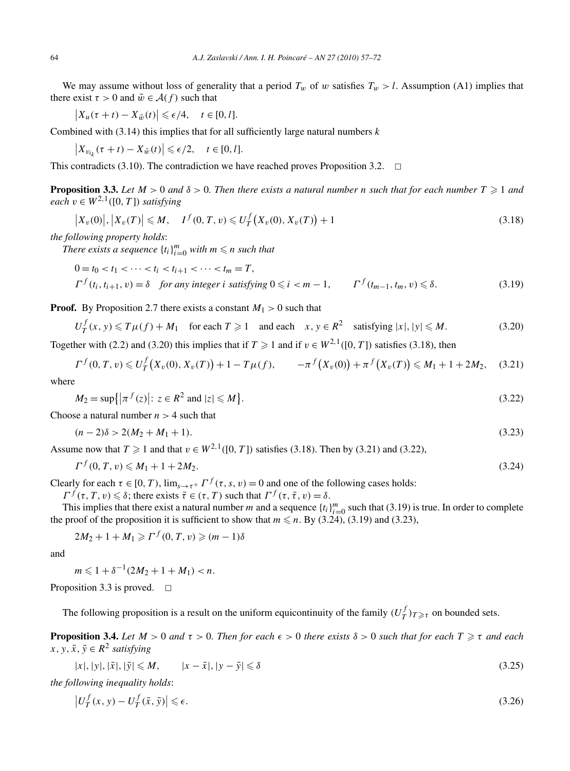We may assume without loss of generality that a period $T_w$ of $w$ satisfies $T_w > l$. Assumption (A1) implies that there exist $\tau > 0$ and $\tilde{w} \in \mathcal{A}(f)$ such that

$$\left|X_u(\tau + t) - X_{\tilde{w}}(t)\right| \leqslant \epsilon/4, \quad t \in [0, l].$$

Combined with (3.14) this implies that for all sufficiently large natural numbers $k$

$$\left|X_{v_{i_k}}(\tau + t) - X_{\tilde{w}}(t)\right| \leqslant \epsilon/2, \quad t \in [0, l].$$

This contradicts (3.10). The contradiction we have reached proves Proposition 3.2. $\square$

**Proposition 3.3.** *Let $M > 0$ and $\delta > 0$. Then there exists a natural number $n$ such that for each number $T \geqslant 1$ and each $v \in W^{2,1}([0, T])$ satisfying*

$$\left|X_v(0)\right|, \left|X_v(T)\right| \leqslant M, \quad I^f(0, T, v) \leqslant U_T^f\big(X_v(0), X_v(T)\big) + 1 \tag{3.18}$$

*the following property holds*:

*There exists a sequence $\{t_i\}_{i=0}^m$ with $m \leqslant n$ such that*

$$0 = t_0 < t_1 < \cdots < t_i < t_{i+1} < \cdots < t_m = T,$$
$$\Gamma^f(t_i, t_{i+1}, v) = \delta \quad \text{for any integer } i \text{ satisfying } 0 \leqslant i < m - 1, \qquad \Gamma^f(t_{m-1}, t_m, v) \leqslant \delta. \tag{3.19}$$

**Proof.** By Proposition 2.7 there exists a constant $M_1 > 0$ such that

$$U_T^f(x, y) \leqslant T\mu(f) + M_1 \quad \text{for each } T \geqslant 1 \quad \text{and each} \quad x, y \in R^2 \quad \text{satisfying } |x|, |y| \leqslant M. \tag{3.20}$$

Together with (2.2) and (3.20) this implies that if $T \geqslant 1$ and if $v \in W^{2,1}([0, T])$ satisfies (3.18), then

$$\Gamma^f(0, T, v) \leqslant U_T^f\big(X_v(0), X_v(T)\big) + 1 - T\mu(f), \qquad -\pi^f\big(X_v(0)\big) + \pi^f\big(X_v(T)\big) \leqslant M_1 + 1 + 2M_2, \tag{3.21}$$

where

$$M_2 = \sup\big\{\left|\pi^f(z)\right|: z \in R^2 \text{ and } |z| \leqslant M\big\}. \tag{3.22}$$

Choose a natural number $n > 4$ such that

$$(n - 2)\delta > 2(M_2 + M_1 + 1). \tag{3.23}$$

Assume now that $T \geqslant 1$ and that $v \in W^{2,1}([0, T])$ satisfies (3.18). Then by (3.21) and (3.22),

$$\Gamma^f(0, T, v) \leqslant M_1 + 1 + 2M_2. \tag{3.24}$$

Clearly for each $\tau \in [0, T)$, $\lim_{s \to \tau^+} \Gamma^f(\tau, s, v) = 0$ and one of the following cases holds:

$\Gamma^f(\tau, T, v) \leqslant \delta$; there exists $\bar{\tau} \in (\tau, T)$ such that $\Gamma^f(\tau, \bar{\tau}, v) = \delta$.

This implies that there exist a natural number $m$ and a sequence $\{t_i\}_{i=0}^m$ such that (3.19) is true. In order to complete the proof of the proposition it is sufficient to show that $m \leqslant n$. By (3.24), (3.19) and (3.23),

$$2M_2 + 1 + M_1 \geqslant \Gamma^f(0, T, v) \geqslant (m - 1)\delta$$

and

$$m \leqslant 1 + \delta^{-1}(2M_2 + 1 + M_1) < n.$$

Proposition 3.3 is proved. $\square$

The following proposition is a result on the uniform equicontinuity of the family $(U_T^f)_{T \geqslant \tau}$ on bounded sets.

**Proposition 3.4.** *Let $M > 0$ and $\tau > 0$. Then for each $\epsilon > 0$ there exists $\delta > 0$ such that for each $T \geqslant \tau$ and each $x, y, \bar{x}, \bar{y} \in R^2$ satisfying*

$$|x|, |y|, |\bar{x}|, |\bar{y}| \leqslant M, \qquad |x - \bar{x}|, |y - \bar{y}| \leqslant \delta \tag{3.25}$$

*the following inequality holds*:

$$\left|U_T^f(x, y) - U_T^f(\bar{x}, \bar{y})\right| \leqslant \epsilon. \tag{3.26}$$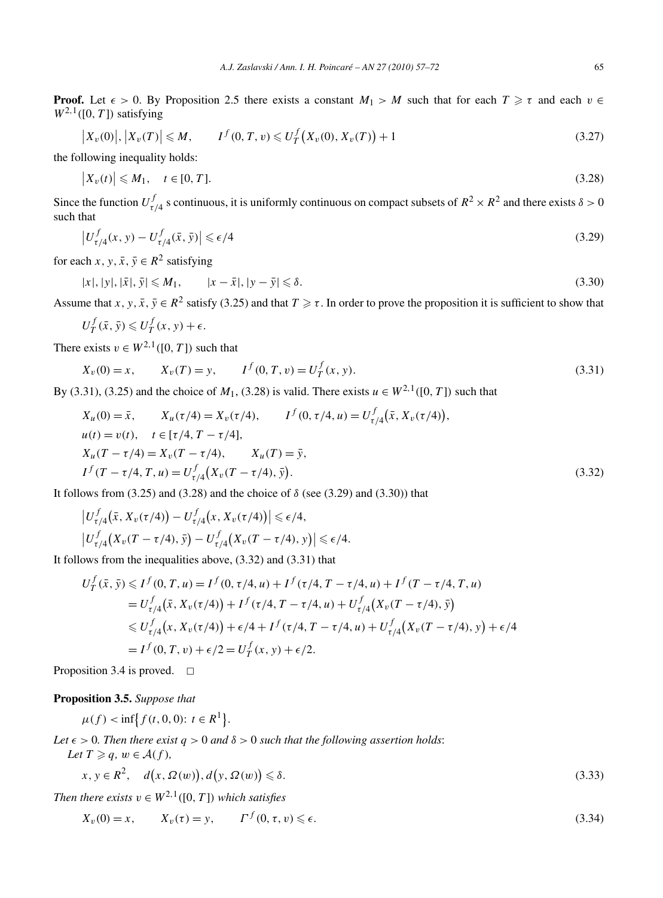**Proof.** Let $\epsilon > 0$. By Proposition 2.5 there exists a constant $M_1 > M$ such that for each $T \geqslant \tau$ and each $v \in W^{2,1}([0, T])$ satisfying

$$|X_v(0)|, |X_v(T)| \leqslant M, \qquad I^f(0, T, v) \leqslant U_T^f(X_v(0), X_v(T)) + 1 \tag{3.27}$$

the following inequality holds:

$$|X_v(t)| \leqslant M_1, \quad t \in [0, T]. \tag{3.28}$$

Since the function $U^f_{\tau/4}$ s continuous, it is uniformly continuous on compact subsets of $R^2 \times R^2$ and there exists $\delta > 0$ such that

$$|U^f_{\tau/4}(x, y) - U^f_{\tau/4}(\bar{x}, \bar{y})| \leqslant \epsilon/4 \tag{3.29}$$

for each $x, y, \bar{x}, \bar{y} \in R^2$ satisfying

$$|x|, |y|, |\bar{x}|, \bar{y}| \leqslant M_1, \qquad |x - \bar{x}|, |y - \bar{y}| \leqslant \delta. \tag{3.30}$$

Assume that $x, y, \bar{x}, \bar{y} \in R^2$ satisfy (3.25) and that $T \geqslant \tau$. In order to prove the proposition it is sufficient to show that

$$U_T^f(\bar{x}, \bar{y}) \leqslant U_T^f(x, y) + \epsilon.$$

There exists $v \in W^{2,1}([0, T])$ such that

$$X_v(0) = x, \qquad X_v(T) = y, \qquad I^f(0, T, v) = U_T^f(x, y). \tag{3.31}$$

By (3.31), (3.25) and the choice of $M_1$, (3.28) is valid. There exists $u \in W^{2,1}([0, T])$ such that

$$\begin{aligned}
&X_u(0) = \bar{x}, \qquad X_u(\tau/4) = X_v(\tau/4), \qquad I^f(0, \tau/4, u) = U^f_{\tau/4}(\bar{x}, X_v(\tau/4)), \\
&u(t) = v(t), \quad t \in [\tau/4, T - \tau/4], \\
&X_u(T - \tau/4) = X_v(T - \tau/4), \qquad X_u(T) = \bar{y}, \\
&I^f(T - \tau/4, T, u) = U^f_{\tau/4}(X_v(T - \tau/4), \bar{y}).
\end{aligned} \tag{3.32}$$

It follows from (3.25) and (3.28) and the choice of $\delta$ (see (3.29) and (3.30)) that

$$\begin{aligned}
&|U^f_{\tau/4}(\bar{x}, X_v(\tau/4)) - U^f_{\tau/4}(x, X_v(\tau/4))| \leqslant \epsilon/4, \\
&|U^f_{\tau/4}(X_v(T - \tau/4), \bar{y}) - U^f_{\tau/4}(X_v(T - \tau/4), y)| \leqslant \epsilon/4.
\end{aligned}$$

It follows from the inequalities above, (3.32) and (3.31) that

$$\begin{aligned}
U_T^f(\bar{x}, \bar{y}) &\leqslant I^f(0, T, u) = I^f(0, \tau/4, u) + I^f(\tau/4, T - \tau/4, u) + I^f(T - \tau/4, T, u) \\
&= U^f_{\tau/4}(\bar{x}, X_v(\tau/4)) + I^f(\tau/4, T - \tau/4, u) + U^f_{\tau/4}(X_v(T - \tau/4), \bar{y}) \\
&\leqslant U^f_{\tau/4}(x, X_v(\tau/4)) + \epsilon/4 + I^f(\tau/4, T - \tau/4, u) + U^f_{\tau/4}(X_v(T - \tau/4), y) + \epsilon/4 \\
&= I^f(0, T, v) + \epsilon/2 = U_T^f(x, y) + \epsilon/2.
\end{aligned}$$

Proposition 3.4 is proved. $\square$

**Proposition 3.5.** *Suppose that*

$$\mu(f) < \inf\{f(t, 0, 0): t \in R^1\}.$$

*Let $\epsilon > 0$. Then there exist $q > 0$ and $\delta > 0$ such that the following assertion holds:*
*Let $T \geqslant q$, $w \in \mathcal{A}(f)$,*

$$x, y \in R^2, \quad d(x, \Omega(w)), d(y, \Omega(w)) \leqslant \delta. \tag{3.33}$$

*Then there exists $v \in W^{2,1}([0, T])$ which satisfies*

$$X_v(0) = x, \qquad X_v(\tau) = y, \qquad \Gamma^f(0, \tau, v) \leqslant \epsilon. \tag{3.34}$$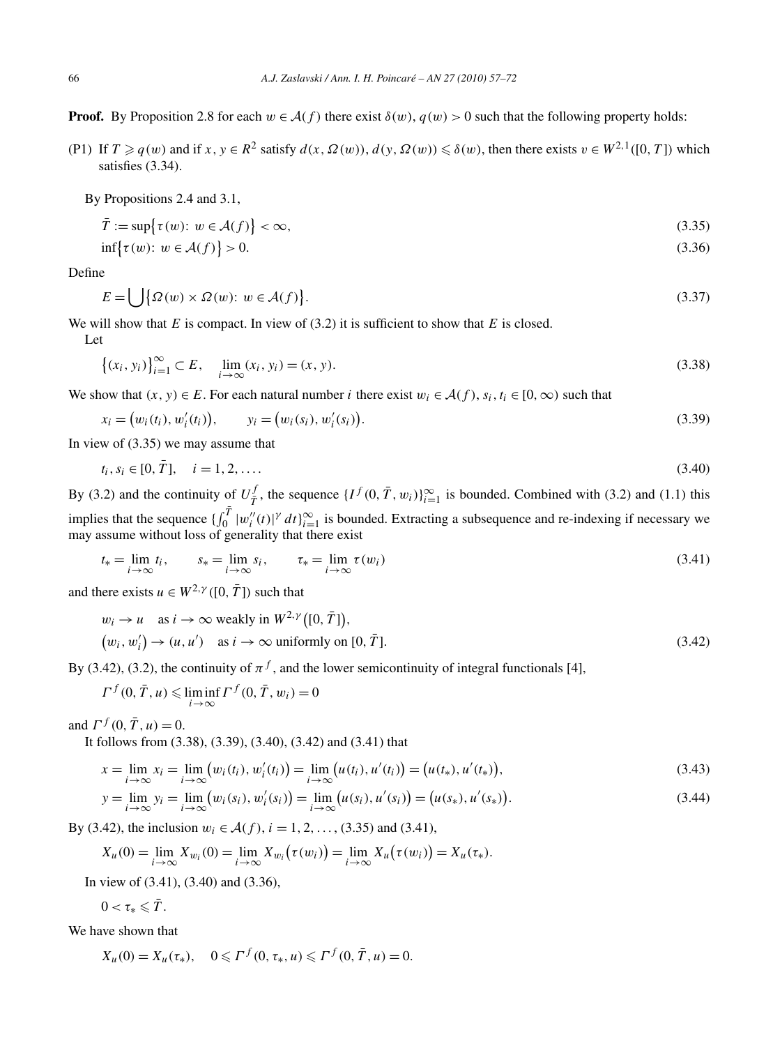**Proof.** By Proposition 2.8 for each $w \in \mathcal{A}(f)$ there exist $\delta(w), q(w) > 0$ such that the following property holds:

(P1) If $T \geqslant q(w)$ and if $x, y \in R^2$ satisfy $d(x, \Omega(w)), d(y, \Omega(w)) \leqslant \delta(w)$, then there exists $v \in W^{2,1}([0,T])$ which satisfies (3.34).

By Propositions 2.4 and 3.1,

$$\bar{T} := \sup\{\tau(w):\ w \in \mathcal{A}(f)\} < \infty, \tag{3.35}$$

$$\inf\{\tau(w):\ w \in \mathcal{A}(f)\} > 0. \tag{3.36}$$

Define

$$E = \bigcup\{\Omega(w) \times \Omega(w):\ w \in \mathcal{A}(f)\}. \tag{3.37}$$

We will show that $E$ is compact. In view of (3.2) it is sufficient to show that $E$ is closed.

Let

$$\{(x_i, y_i)\}_{i=1}^{\infty} \subset E, \quad \lim_{i\to\infty}(x_i, y_i) = (x, y). \tag{3.38}$$

We show that $(x, y) \in E$. For each natural number $i$ there exist $w_i \in \mathcal{A}(f)$, $s_i, t_i \in [0, \infty)$ such that

$$x_i = \big(w_i(t_i), w_i'(t_i)\big), \qquad y_i = \big(w_i(s_i), w_i'(s_i)\big). \tag{3.39}$$

In view of (3.35) we may assume that

$$t_i, s_i \in [0, \bar{T}], \quad i = 1, 2, \ldots. \tag{3.40}$$

By (3.2) and the continuity of $U_{\bar{T}}^f$, the sequence $\{I^f(0, \bar{T}, w_i)\}_{i=1}^{\infty}$ is bounded. Combined with (3.2) and (1.1) this implies that the sequence $\{\int_0^{\bar{T}} |w_i''(t)|^{\gamma}\,dt\}_{i=1}^{\infty}$ is bounded. Extracting a subsequence and re-indexing if necessary we may assume without loss of generality that there exist

$$t_* = \lim_{i\to\infty} t_i, \qquad s_* = \lim_{i\to\infty} s_i, \qquad \tau_* = \lim_{i\to\infty} \tau(w_i) \tag{3.41}$$

and there exists $u \in W^{2,\gamma}([0, \bar{T}])$ such that

$$\begin{aligned}
&w_i \to u \quad \text{as } i \to \infty \text{ weakly in } W^{2,\gamma}\big([0,\bar{T}]\big),\\
&\big(w_i, w_i'\big) \to (u, u') \quad \text{as } i \to \infty \text{ uniformly on } [0, \bar{T}].
\end{aligned} \tag{3.42}$$

By (3.42), (3.2), the continuity of $\pi^f$, and the lower semicontinuity of integral functionals [4],

$$\Gamma^f(0, \bar{T}, u) \leqslant \liminf_{i\to\infty} \Gamma^f(0, \bar{T}, w_i) = 0$$

and $\Gamma^f(0, \bar{T}, u) = 0$.

It follows from (3.38), (3.39), (3.40), (3.42) and (3.41) that

$$x = \lim_{i\to\infty} x_i = \lim_{i\to\infty}\big(w_i(t_i), w_i'(t_i)\big) = \lim_{i\to\infty}\big(u(t_i), u'(t_i)\big) = \big(u(t_*), u'(t_*)\big), \tag{3.43}$$

$$y = \lim_{i\to\infty} y_i = \lim_{i\to\infty}\big(w_i(s_i), w_i'(s_i)\big) = \lim_{i\to\infty}\big(u(s_i), u'(s_i)\big) = \big(u(s_*), u'(s_*)\big). \tag{3.44}$$

By (3.42), the inclusion $w_i \in \mathcal{A}(f)$, $i = 1, 2, \ldots$, (3.35) and (3.41),

$$X_u(0) = \lim_{i\to\infty} X_{w_i}(0) = \lim_{i\to\infty} X_{w_i}\big(\tau(w_i)\big) = \lim_{i\to\infty} X_u\big(\tau(w_i)\big) = X_u(\tau_*).$$

In view of (3.41), (3.40) and (3.36),

$$0 < \tau_* \leqslant \bar{T}.$$

We have shown that

$$X_u(0) = X_u(\tau_*), \quad 0 \leqslant \Gamma^f(0, \tau_*, u) \leqslant \Gamma^f(0, \bar{T}, u) = 0.$$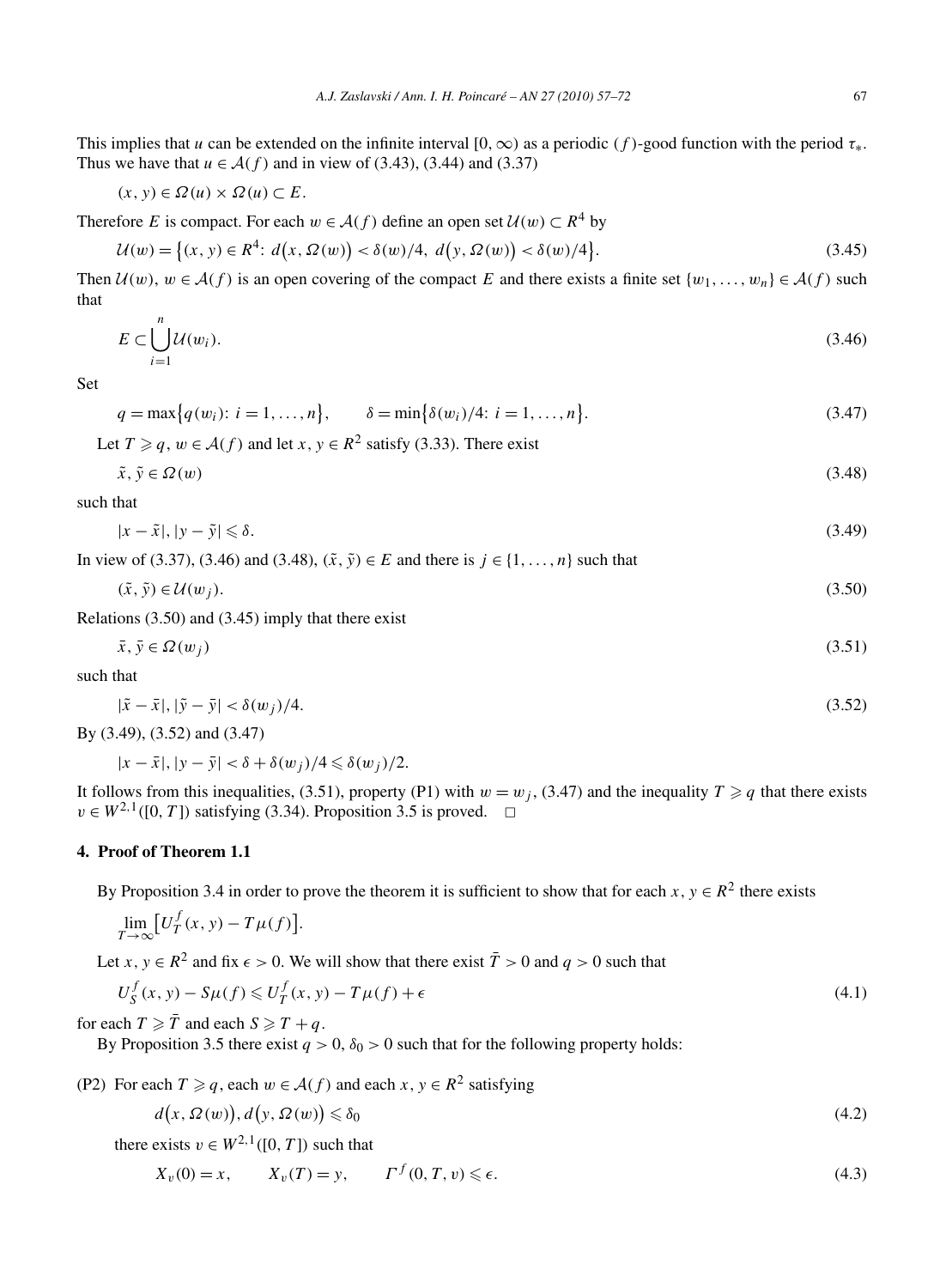This implies that $u$ can be extended on the infinite interval $[0, \infty)$ as a periodic $(f)$-good function with the period $\tau_*$. Thus we have that $u \in \mathcal{A}(f)$ and in view of (3.43), (3.44) and (3.37)

$$(x, y) \in \Omega(u) \times \Omega(u) \subset E.$$

Therefore $E$ is compact. For each $w \in \mathcal{A}(f)$ define an open set $\mathcal{U}(w) \subset R^4$ by

$$\mathcal{U}(w) = \{(x, y) \in R^4\colon\ d(x, \Omega(w)) < \delta(w)/4,\ d(y, \Omega(w)) < \delta(w)/4\}. \tag{3.45}$$

Then $\mathcal{U}(w)$, $w \in \mathcal{A}(f)$ is an open covering of the compact $E$ and there exists a finite set $\{w_1, \dots, w_n\} \in \mathcal{A}(f)$ such that

$$E \subset \bigcup_{i=1}^{n} \mathcal{U}(w_i). \tag{3.46}$$

Set

$$q = \max\{q(w_i)\colon i = 1, \dots, n\}, \qquad \delta = \min\{\delta(w_i)/4\colon i = 1, \dots, n\}. \tag{3.47}$$

Let $T \geqslant q$, $w \in \mathcal{A}(f)$ and let $x, y \in R^2$ satisfy (3.33). There exist

$$\tilde{x}, \tilde{y} \in \Omega(w) \tag{3.48}$$

such that

$$|x - \tilde{x}|, |y - \tilde{y}| \leqslant \delta. \tag{3.49}$$

In view of (3.37), (3.46) and (3.48), $(\tilde{x}, \tilde{y}) \in E$ and there is $j \in \{1, \dots, n\}$ such that

$$(\tilde{x}, \tilde{y}) \in \mathcal{U}(w_j). \tag{3.50}$$

Relations (3.50) and (3.45) imply that there exist

$$\bar{x}, \bar{y} \in \Omega(w_j) \tag{3.51}$$

such that

$$|\tilde{x} - \bar{x}|, |\tilde{y} - \bar{y}| < \delta(w_j)/4. \tag{3.52}$$

By (3.49), (3.52) and (3.47)

$$|x - \bar{x}|, |y - \bar{y}| < \delta + \delta(w_j)/4 \leqslant \delta(w_j)/2.$$

It follows from this inequalities, (3.51), property (P1) with $w = w_j$, (3.47) and the inequality $T \geqslant q$ that there exists $v \in W^{2,1}([0, T])$ satisfying (3.34). Proposition 3.5 is proved. $\square$

## 4. Proof of Theorem 1.1

By Proposition 3.4 in order to prove the theorem it is sufficient to show that for each $x, y \in R^2$ there exists

$$\lim_{T \to \infty} \big[U_T^f(x, y) - T\mu(f)\big].$$

Let $x, y \in R^2$ and fix $\epsilon > 0$. We will show that there exist $\bar{T} > 0$ and $q > 0$ such that

$$U_S^f(x, y) - S\mu(f) \leqslant U_T^f(x, y) - T\mu(f) + \epsilon \tag{4.1}$$

for each $T \geqslant \bar{T}$ and each $S \geqslant T + q$.

By Proposition 3.5 there exist $q > 0$, $\delta_0 > 0$ such that for the following property holds:

(P2) For each $T \geqslant q$, each $w \in \mathcal{A}(f)$ and each $x, y \in R^2$ satisfying

$$d(x, \Omega(w)), d(y, \Omega(w)) \leqslant \delta_0 \tag{4.2}$$

there exists $v \in W^{2,1}([0, T])$ such that

$$X_v(0) = x, \qquad X_v(T) = y, \qquad \Gamma^f(0, T, v) \leqslant \epsilon. \tag{4.3}$$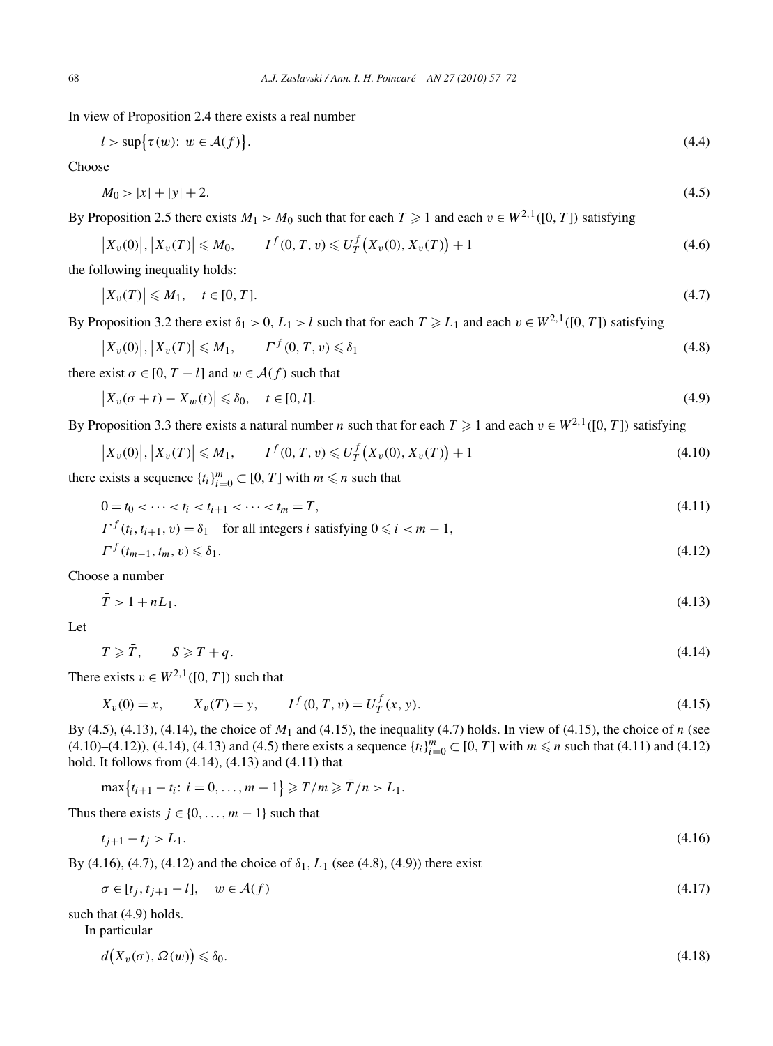In view of Proposition 2.4 there exists a real number

$$l > \sup\{\tau(w):\ w \in \mathcal{A}(f)\}. \tag{4.4}$$

Choose

$$M_0 > |x| + |y| + 2. \tag{4.5}$$

By Proposition 2.5 there exists $M_1 > M_0$ such that for each $T \geqslant 1$ and each $v \in W^{2,1}([0,T])$ satisfying

$$|X_v(0)|, |X_v(T)| \leqslant M_0, \qquad I^f(0,T,v) \leqslant U_T^f(X_v(0), X_v(T)) + 1 \tag{4.6}$$

the following inequality holds:

$$|X_v(T)| \leqslant M_1, \quad t \in [0,T]. \tag{4.7}$$

By Proposition 3.2 there exist $\delta_1 > 0$, $L_1 > l$ such that for each $T \geqslant L_1$ and each $v \in W^{2,1}([0,T])$ satisfying

$$|X_v(0)|, |X_v(T)| \leqslant M_1, \qquad \Gamma^f(0,T,v) \leqslant \delta_1 \tag{4.8}$$

there exist $\sigma \in [0, T-l]$ and $w \in \mathcal{A}(f)$ such that

$$|X_v(\sigma + t) - X_w(t)| \leqslant \delta_0, \quad t \in [0,l]. \tag{4.9}$$

By Proposition 3.3 there exists a natural number $n$ such that for each $T \geqslant 1$ and each $v \in W^{2,1}([0,T])$ satisfying

$$|X_v(0)|, |X_v(T)| \leqslant M_1, \qquad I^f(0,T,v) \leqslant U_T^f(X_v(0), X_v(T)) + 1 \tag{4.10}$$

there exists a sequence $\{t_i\}_{i=0}^m \subset [0,T]$ with $m \leqslant n$ such that

$$0 = t_0 < \cdots < t_i < t_{i+1} < \cdots < t_m = T, \tag{4.11}$$

$$\Gamma^f(t_i, t_{i+1}, v) = \delta_1 \quad \text{for all integers } i \text{ satisfying } 0 \leqslant i < m-1,$$

$$\Gamma^f(t_{m-1}, t_m, v) \leqslant \delta_1. \tag{4.12}$$

Choose a number

$$\bar{T} > 1 + nL_1. \tag{4.13}$$

Let

$$T \geqslant \bar{T}, \qquad S \geqslant T + q. \tag{4.14}$$

There exists $v \in W^{2,1}([0,T])$ such that

$$X_v(0) = x, \qquad X_v(T) = y, \qquad I^f(0,T,v) = U_T^f(x,y). \tag{4.15}$$

By (4.5), (4.13), (4.14), the choice of $M_1$ and (4.15), the inequality (4.7) holds. In view of (4.15), the choice of $n$ (see (4.10)–(4.12)), (4.14), (4.13) and (4.5) there exists a sequence $\{t_i\}_{i=0}^m \subset [0,T]$ with $m \leqslant n$ such that (4.11) and (4.12) hold. It follows from (4.14), (4.13) and (4.11) that

$$\max\{t_{i+1} - t_i:\ i = 0, \ldots, m-1\} \geqslant T/m \geqslant \bar{T}/n > L_1.$$

Thus there exists $j \in \{0, \ldots, m-1\}$ such that

$$t_{j+1} - t_j > L_1. \tag{4.16}$$

By (4.16), (4.7), (4.12) and the choice of $\delta_1, L_1$ (see (4.8), (4.9)) there exist

$$\sigma \in [t_j, t_{j+1} - l], \quad w \in \mathcal{A}(f) \tag{4.17}$$

such that (4.9) holds.

In particular

$$d(X_v(\sigma), \Omega(w)) \leqslant \delta_0. \tag{4.18}$$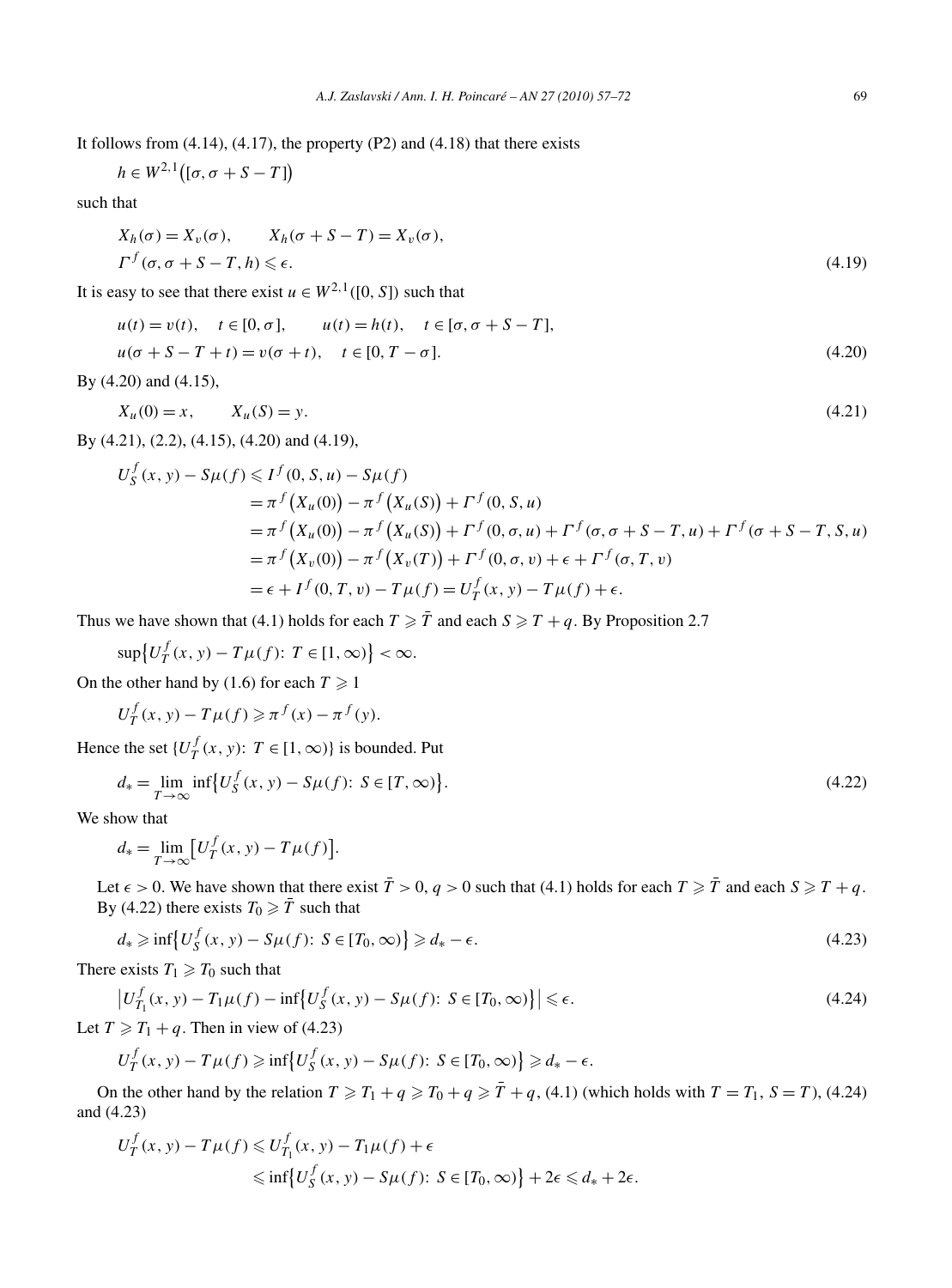It follows from (4.14), (4.17), the property (P2) and (4.18) that there exists

$$h \in W^{2,1}\big([\sigma, \sigma + S - T]\big)$$

such that

$$X_h(\sigma) = X_v(\sigma), \qquad X_h(\sigma + S - T) = X_v(\sigma),$$
$$\Gamma^f(\sigma, \sigma + S - T, h) \leqslant \epsilon. \tag{4.19}$$

It is easy to see that there exist $u \in W^{2,1}([0, S])$ such that

$$u(t) = v(t), \quad t \in [0, \sigma], \qquad u(t) = h(t), \quad t \in [\sigma, \sigma + S - T],$$
$$u(\sigma + S - T + t) = v(\sigma + t), \quad t \in [0, T - \sigma]. \tag{4.20}$$

By (4.20) and (4.15),

$$X_u(0) = x, \qquad X_u(S) = y. \tag{4.21}$$

By (4.21), (2.2), (4.15), (4.20) and (4.19),

$$\begin{aligned}
U_S^f(x, y) - S\mu(f) &\leqslant I^f(0, S, u) - S\mu(f) \\
&= \pi^f\big(X_u(0)\big) - \pi^f\big(X_u(S)\big) + \Gamma^f(0, S, u) \\
&= \pi^f\big(X_u(0)\big) - \pi^f\big(X_u(S)\big) + \Gamma^f(0, \sigma, u) + \Gamma^f(\sigma, \sigma + S - T, u) + \Gamma^f(\sigma + S - T, S, u) \\
&= \pi^f\big(X_v(0)\big) - \pi^f\big(X_v(T)\big) + \Gamma^f(0, \sigma, v) + \epsilon + \Gamma^f(\sigma, T, v) \\
&= \epsilon + I^f(0, T, v) - T\mu(f) = U_T^f(x, y) - T\mu(f) + \epsilon.
\end{aligned}$$

Thus we have shown that (4.1) holds for each $T \geqslant \bar{T}$ and each $S \geqslant T + q$. By Proposition 2.7

$$\sup\big\{U_T^f(x, y) - T\mu(f)\colon T \in [1, \infty)\big\} < \infty.$$

On the other hand by (1.6) for each $T \geqslant 1$

$$U_T^f(x, y) - T\mu(f) \geqslant \pi^f(x) - \pi^f(y).$$

Hence the set $\{U_T^f(x, y)\colon T \in [1, \infty)\}$ is bounded. Put

$$d_* = \lim_{T \to \infty} \inf\big\{U_S^f(x, y) - S\mu(f)\colon S \in [T, \infty)\big\}. \tag{4.22}$$

We show that

$$d_* = \lim_{T \to \infty} \big[U_T^f(x, y) - T\mu(f)\big].$$

Let $\epsilon > 0$. We have shown that there exist $\bar{T} > 0$, $q > 0$ such that (4.1) holds for each $T \geqslant \bar{T}$ and each $S \geqslant T + q$. By (4.22) there exists $T_0 \geqslant \bar{T}$ such that

$$d_* \geqslant \inf\big\{U_S^f(x, y) - S\mu(f)\colon S \in [T_0, \infty)\big\} \geqslant d_* - \epsilon. \tag{4.23}$$

There exists $T_1 \geqslant T_0$ such that

$$\big|U_{T_1}^f(x, y) - T_1\mu(f) - \inf\big\{U_S^f(x, y) - S\mu(f)\colon S \in [T_0, \infty)\big\}\big| \leqslant \epsilon. \tag{4.24}$$

Let $T \geqslant T_1 + q$. Then in view of (4.23)

$$U_T^f(x, y) - T\mu(f) \geqslant \inf\big\{U_S^f(x, y) - S\mu(f)\colon S \in [T_0, \infty)\big\} \geqslant d_* - \epsilon.$$

On the other hand by the relation $T \geqslant T_1 + q \geqslant T_0 + q \geqslant \bar{T} + q$, (4.1) (which holds with $T = T_1$, $S = T$), (4.24) and (4.23)

$$\begin{aligned}
U_T^f(x, y) - T\mu(f) &\leqslant U_{T_1}^f(x, y) - T_1\mu(f) + \epsilon \\
&\leqslant \inf\big\{U_S^f(x, y) - S\mu(f)\colon S \in [T_0, \infty)\big\} + 2\epsilon \leqslant d_* + 2\epsilon.
\end{aligned}$$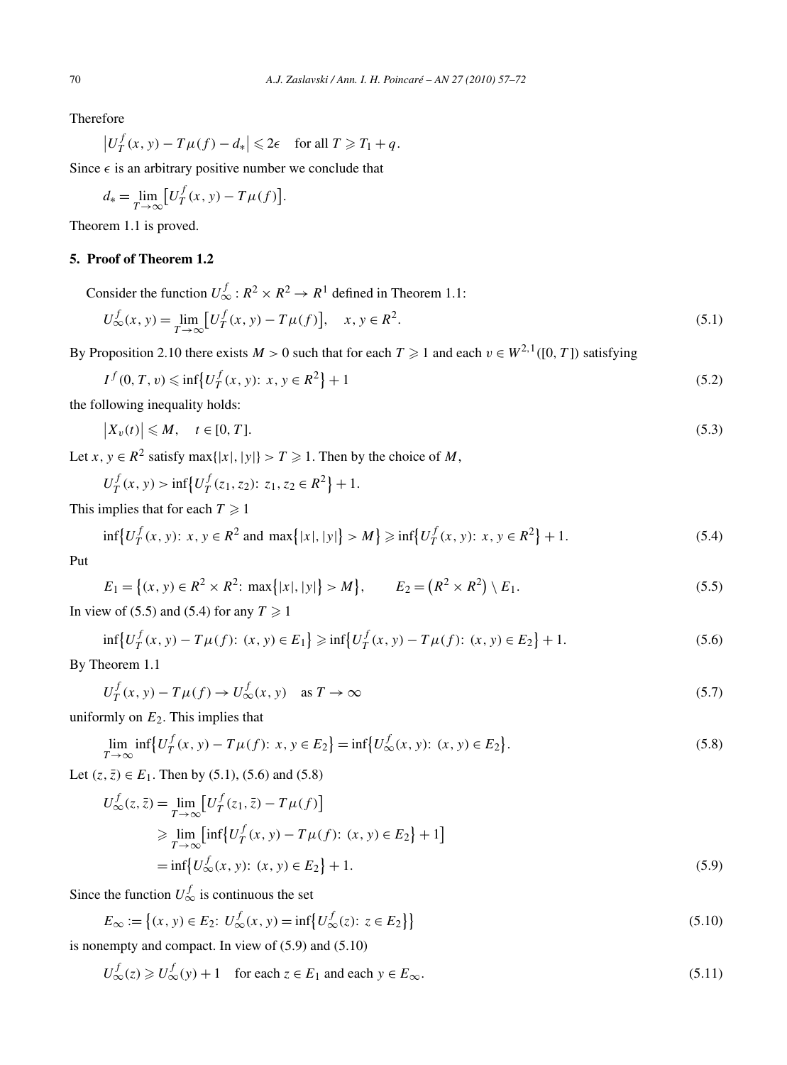Therefore

$$\left|U_T^f(x,y) - T\mu(f) - d_*\right| \leqslant 2\epsilon \quad \text{for all } T \geqslant T_1 + q.$$

Since $\epsilon$ is an arbitrary positive number we conclude that

$$d_* = \lim_{T\to\infty}\left[U_T^f(x,y) - T\mu(f)\right].$$

Theorem 1.1 is proved.

## 5. Proof of Theorem 1.2

Consider the function $U_\infty^f : R^2 \times R^2 \to R^1$ defined in Theorem 1.1:

$$U_\infty^f(x,y) = \lim_{T\to\infty}\left[U_T^f(x,y) - T\mu(f)\right], \quad x, y \in R^2. \tag{5.1}$$

By Proposition 2.10 there exists $M > 0$ such that for each $T \geqslant 1$ and each $v \in W^{2,1}([0,T])$ satisfying

$$I^f(0,T,v) \leqslant \inf\left\{U_T^f(x,y):\ x, y \in R^2\right\} + 1 \tag{5.2}$$

the following inequality holds:

$$\left|X_v(t)\right| \leqslant M, \quad t \in [0,T]. \tag{5.3}$$

Let $x, y \in R^2$ satisfy $\max\{|x|,|y|\} > T \geqslant 1$. Then by the choice of $M$,

$$U_T^f(x,y) > \inf\left\{U_T^f(z_1,z_2):\ z_1, z_2 \in R^2\right\} + 1.$$

This implies that for each $T \geqslant 1$

$$\inf\left\{U_T^f(x,y):\ x, y \in R^2 \text{ and } \max\left\{|x|,|y|\right\} > M\right\} \geqslant \inf\left\{U_T^f(x,y):\ x, y \in R^2\right\} + 1. \tag{5.4}$$

Put

$$E_1 = \left\{(x,y) \in R^2 \times R^2:\ \max\left\{|x|,|y|\right\} > M\right\}, \qquad E_2 = \left(R^2 \times R^2\right) \setminus E_1. \tag{5.5}$$

In view of (5.5) and (5.4) for any $T \geqslant 1$

$$\inf\left\{U_T^f(x,y) - T\mu(f):\ (x,y) \in E_1\right\} \geqslant \inf\left\{U_T^f(x,y) - T\mu(f):\ (x,y) \in E_2\right\} + 1. \tag{5.6}$$

By Theorem 1.1

$$U_T^f(x,y) - T\mu(f) \to U_\infty^f(x,y) \quad \text{as } T \to \infty \tag{5.7}$$

uniformly on $E_2$. This implies that

$$\lim_{T\to\infty} \inf\left\{U_T^f(x,y) - T\mu(f):\ x, y \in E_2\right\} = \inf\left\{U_\infty^f(x,y):\ (x,y) \in E_2\right\}. \tag{5.8}$$

Let $(z,\bar{z}) \in E_1$. Then by (5.1), (5.6) and (5.8)

$$\begin{aligned}
U_\infty^f(z,\bar{z}) &= \lim_{T\to\infty}\left[U_T^f(z_1,\bar{z}) - T\mu(f)\right] \\
&\geqslant \lim_{T\to\infty}\left[\inf\left\{U_T^f(x,y) - T\mu(f):\ (x,y) \in E_2\right\} + 1\right] \\
&= \inf\left\{U_\infty^f(x,y):\ (x,y) \in E_2\right\} + 1.
\end{aligned} \tag{5.9}$$

Since the function $U_\infty^f$ is continuous the set

$$E_\infty := \left\{(x,y) \in E_2:\ U_\infty^f(x,y) = \inf\left\{U_\infty^f(z):\ z \in E_2\right\}\right\} \tag{5.10}$$

is nonempty and compact. In view of (5.9) and (5.10)

$$U_\infty^f(z) \geqslant U_\infty^f(y) + 1 \quad \text{for each } z \in E_1 \text{ and each } y \in E_\infty. \tag{5.11}$$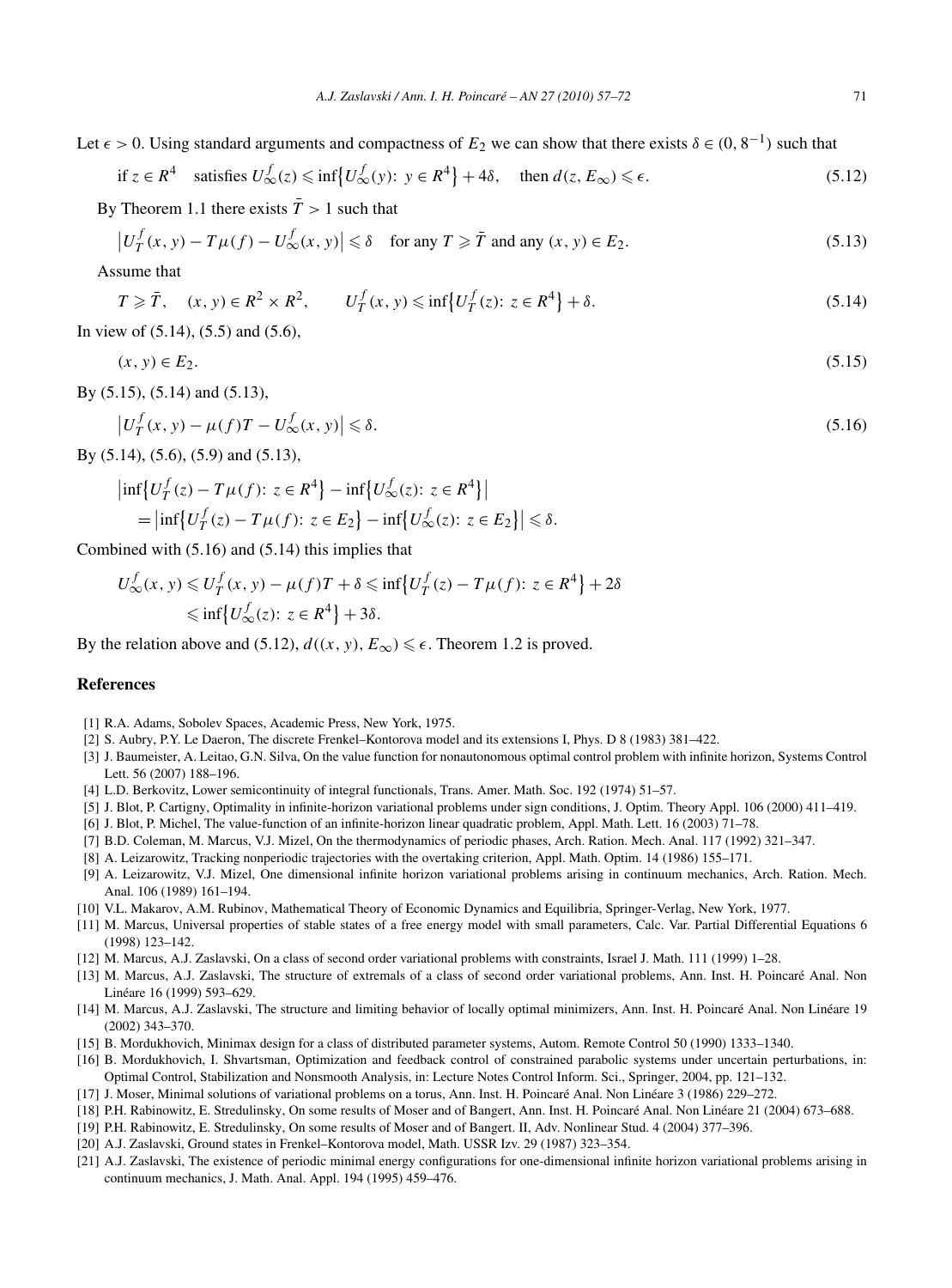Let $\epsilon > 0$. Using standard arguments and compactness of $E_2$ we can show that there exists $\delta \in (0, 8^{-1})$ such that

$$\text{if } z \in R^4 \quad \text{satisfies } U_\infty^f(z) \leqslant \inf\{U_\infty^f(y)\colon y \in R^4\} + 4\delta, \quad \text{then } d(z, E_\infty) \leqslant \epsilon. \tag{5.12}$$

By Theorem 1.1 there exists $\bar{T} > 1$ such that

$$\left|U_T^f(x,y) - T\mu(f) - U_\infty^f(x,y)\right| \leqslant \delta \quad \text{for any } T \geqslant \bar{T} \text{ and any } (x,y) \in E_2. \tag{5.13}$$

Assume that

$$T \geqslant \bar{T}, \quad (x,y) \in R^2 \times R^2, \qquad U_T^f(x,y) \leqslant \inf\{U_T^f(z)\colon z \in R^4\} + \delta. \tag{5.14}$$

In view of (5.14), (5.5) and (5.6),

$$(x,y) \in E_2. \tag{5.15}$$

By (5.15), (5.14) and (5.13),

$$\left|U_T^f(x,y) - \mu(f)T - U_\infty^f(x,y)\right| \leqslant \delta. \tag{5.16}$$

By (5.14), (5.6), (5.9) and (5.13),

$$\begin{aligned}
&\left|\inf\{U_T^f(z) - T\mu(f)\colon z \in R^4\} - \inf\{U_\infty^f(z)\colon z \in R^4\}\right| \\
&\quad = \left|\inf\{U_T^f(z) - T\mu(f)\colon z \in E_2\} - \inf\{U_\infty^f(z)\colon z \in E_2\}\right| \leqslant \delta.
\end{aligned}$$

Combined with (5.16) and (5.14) this implies that

$$\begin{aligned}
U_\infty^f(x,y) &\leqslant U_T^f(x,y) - \mu(f)T + \delta \leqslant \inf\{U_T^f(z) - T\mu(f)\colon z \in R^4\} + 2\delta \\
&\leqslant \inf\{U_\infty^f(z)\colon z \in R^4\} + 3\delta.
\end{aligned}$$

By the relation above and (5.12), $d((x,y), E_\infty) \leqslant \epsilon$. Theorem 1.2 is proved.

## References

[1] R.A. Adams, Sobolev Spaces, Academic Press, New York, 1975.

[2] S. Aubry, P.Y. Le Daeron, The discrete Frenkel–Kontorova model and its extensions I, Phys. D 8 (1983) 381–422.

[3] J. Baumeister, A. Leitao, G.N. Silva, On the value function for nonautonomous optimal control problem with infinite horizon, Systems Control Lett. 56 (2007) 188–196.

[4] L.D. Berkovitz, Lower semicontinuity of integral functionals, Trans. Amer. Math. Soc. 192 (1974) 51–57.

[5] J. Blot, P. Cartigny, Optimality in infinite-horizon variational problems under sign conditions, J. Optim. Theory Appl. 106 (2000) 411–419.

[6] J. Blot, P. Michel, The value-function of an infinite-horizon linear quadratic problem, Appl. Math. Lett. 16 (2003) 71–78.

[7] B.D. Coleman, M. Marcus, V.J. Mizel, On the thermodynamics of periodic phases, Arch. Ration. Mech. Anal. 117 (1992) 321–347.

[8] A. Leizarowitz, Tracking nonperiodic trajectories with the overtaking criterion, Appl. Math. Optim. 14 (1986) 155–171.

[9] A. Leizarowitz, V.J. Mizel, One dimensional infinite horizon variational problems arising in continuum mechanics, Arch. Ration. Mech. Anal. 106 (1989) 161–194.

[10] V.L. Makarov, A.M. Rubinov, Mathematical Theory of Economic Dynamics and Equilibria, Springer-Verlag, New York, 1977.

[11] M. Marcus, Universal properties of stable states of a free energy model with small parameters, Calc. Var. Partial Differential Equations 6 (1998) 123–142.

[12] M. Marcus, A.J. Zaslavski, On a class of second order variational problems with constraints, Israel J. Math. 111 (1999) 1–28.

[13] M. Marcus, A.J. Zaslavski, The structure of extremals of a class of second order variational problems, Ann. Inst. H. Poincaré Anal. Non Linéare 16 (1999) 593–629.

[14] M. Marcus, A.J. Zaslavski, The structure and limiting behavior of locally optimal minimizers, Ann. Inst. H. Poincaré Anal. Non Linéare 19 (2002) 343–370.

[15] B. Mordukhovich, Minimax design for a class of distributed parameter systems, Autom. Remote Control 50 (1990) 1333–1340.

[16] B. Mordukhovich, I. Shvartsman, Optimization and feedback control of constrained parabolic systems under uncertain perturbations, in: Optimal Control, Stabilization and Nonsmooth Analysis, in: Lecture Notes Control Inform. Sci., Springer, 2004, pp. 121–132.

[17] J. Moser, Minimal solutions of variational problems on a torus, Ann. Inst. H. Poincaré Anal. Non Linéare 3 (1986) 229–272.

[18] P.H. Rabinowitz, E. Stredulinsky, On some results of Moser and of Bangert, Ann. Inst. H. Poincaré Anal. Non Linéare 21 (2004) 673–688.

[19] P.H. Rabinowitz, E. Stredulinsky, On some results of Moser and of Bangert. II, Adv. Nonlinear Stud. 4 (2004) 377–396.

[20] A.J. Zaslavski, Ground states in Frenkel–Kontorova model, Math. USSR Izv. 29 (1987) 323–354.

[21] A.J. Zaslavski, The existence of periodic minimal energy configurations for one-dimensional infinite horizon variational problems arising in continuum mechanics, J. Math. Anal. Appl. 194 (1995) 459–476.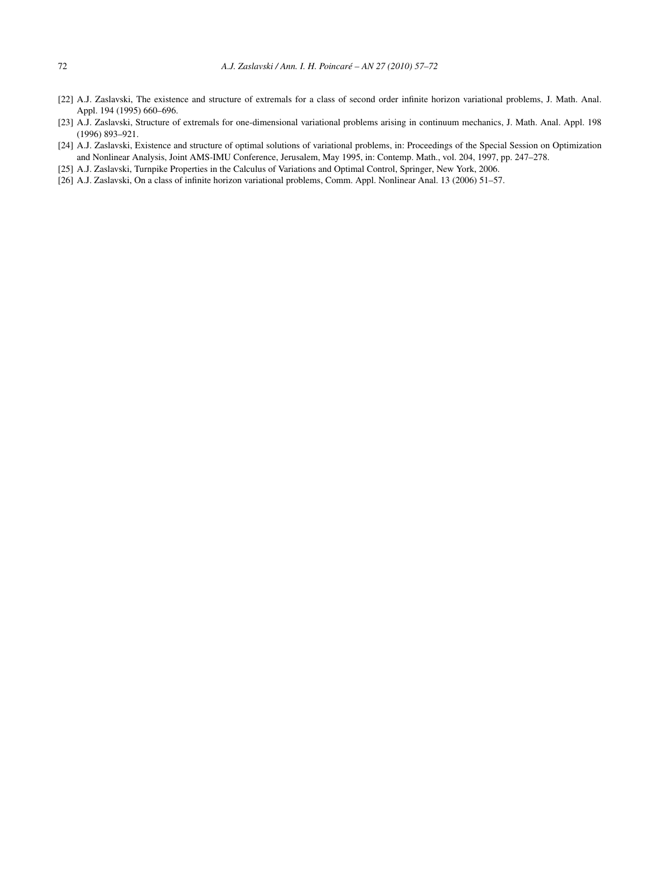[22] A.J. Zaslavski, The existence and structure of extremals for a class of second order infinite horizon variational problems, J. Math. Anal. Appl. 194 (1995) 660–696.

[23] A.J. Zaslavski, Structure of extremals for one-dimensional variational problems arising in continuum mechanics, J. Math. Anal. Appl. 198 (1996) 893–921.

[24] A.J. Zaslavski, Existence and structure of optimal solutions of variational problems, in: Proceedings of the Special Session on Optimization and Nonlinear Analysis, Joint AMS-IMU Conference, Jerusalem, May 1995, in: Contemp. Math., vol. 204, 1997, pp. 247–278.

[25] A.J. Zaslavski, Turnpike Properties in the Calculus of Variations and Optimal Control, Springer, New York, 2006.

[26] A.J. Zaslavski, On a class of infinite horizon variational problems, Comm. Appl. Nonlinear Anal. 13 (2006) 51–57.